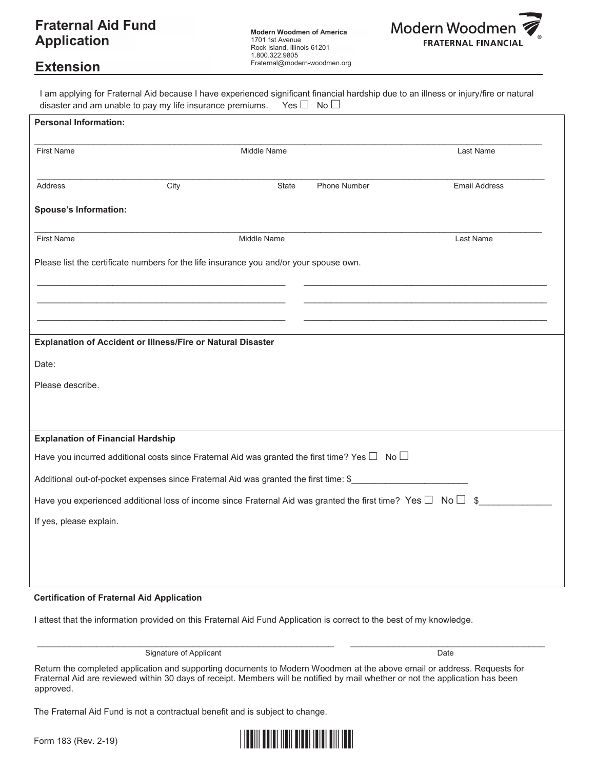# Fraternal Aid Fund Application

## Extension

**Modern Woodmen of America**
1701 1st Avenue
Rock Island, Illinois 61201
1.800.322.9805
Fraternal@modern-woodmen.org

Modern Woodmen
FRATERNAL FINANCIAL

I am applying for Fraternal Aid because I have experienced significant financial hardship due to an illness or injury/fire or natural disaster and am unable to pay my life insurance premiums. Yes ☐ No ☐

**Personal Information:**

_______________________________________________________________________________

First Name Middle Name Last Name

_______________________________________________________________________________

Address City State Phone Number Email Address

**Spouse's Information:**

_______________________________________________________________________________

First Name Middle Name Last Name

Please list the certificate numbers for the life insurance you and/or your spouse own.

_______________________________ _______________________________

_______________________________ _______________________________

_______________________________ _______________________________

**Explanation of Accident or Illness/Fire or Natural Disaster**

Date:

Please describe.

**Explanation of Financial Hardship**

Have you incurred additional costs since Fraternal Aid was granted the first time? Yes ☐ No ☐

Additional out-of-pocket expenses since Fraternal Aid was granted the first time: $_______________________

Have you experienced additional loss of income since Fraternal Aid was granted the first time? Yes ☐ No ☐ $______________

If yes, please explain.

**Certification of Fraternal Aid Application**

I attest that the information provided on this Fraternal Aid Fund Application is correct to the best of my knowledge.

_______________________________________ _______________________

Signature of Applicant Date

Return the completed application and supporting documents to Modern Woodmen at the above email or address. Requests for Fraternal Aid are reviewed within 30 days of receipt. Members will be notified by mail whether or not the application has been approved.

The Fraternal Aid Fund is not a contractual benefit and is subject to change.

Form 183 (Rev. 2-19)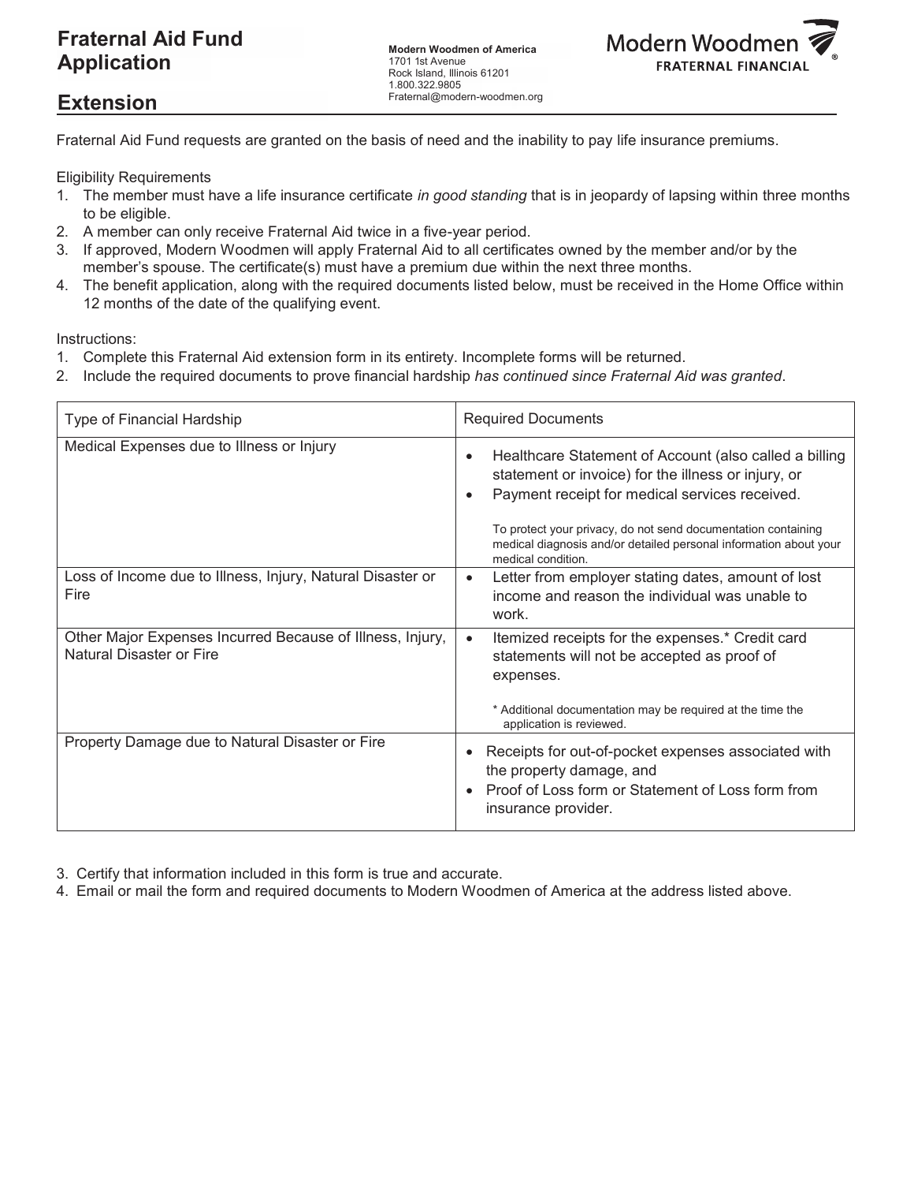# Fraternal Aid Fund Application

## Extension

**Modern Woodmen of America**
1701 1st Avenue
Rock Island, Illinois 61201
1.800.322.9805
Fraternal@modern-woodmen.org

Modern Woodmen
FRATERNAL FINANCIAL

Fraternal Aid Fund requests are granted on the basis of need and the inability to pay life insurance premiums.

Eligibility Requirements

1. The member must have a life insurance certificate *in good standing* that is in jeopardy of lapsing within three months to be eligible.
2. A member can only receive Fraternal Aid twice in a five-year period.
3. If approved, Modern Woodmen will apply Fraternal Aid to all certificates owned by the member and/or by the member's spouse. The certificate(s) must have a premium due within the next three months.
4. The benefit application, along with the required documents listed below, must be received in the Home Office within 12 months of the date of the qualifying event.

Instructions:

1. Complete this Fraternal Aid extension form in its entirety. Incomplete forms will be returned.
2. Include the required documents to prove financial hardship *has continued since Fraternal Aid was granted*.

| Type of Financial Hardship | Required Documents |
|---|---|
| Medical Expenses due to Illness or Injury | • Healthcare Statement of Account (also called a billing statement or invoice) for the illness or injury, or<br>• Payment receipt for medical services received.<br><br>To protect your privacy, do not send documentation containing medical diagnosis and/or detailed personal information about your medical condition. |
| Loss of Income due to Illness, Injury, Natural Disaster or Fire | • Letter from employer stating dates, amount of lost income and reason the individual was unable to work. |
| Other Major Expenses Incurred Because of Illness, Injury, Natural Disaster or Fire | • Itemized receipts for the expenses.* Credit card statements will not be accepted as proof of expenses.<br><br>* Additional documentation may be required at the time the application is reviewed. |
| Property Damage due to Natural Disaster or Fire | • Receipts for out-of-pocket expenses associated with the property damage, and<br>• Proof of Loss form or Statement of Loss form from insurance provider. |

3. Certify that information included in this form is true and accurate.
4. Email or mail the form and required documents to Modern Woodmen of America at the address listed above.